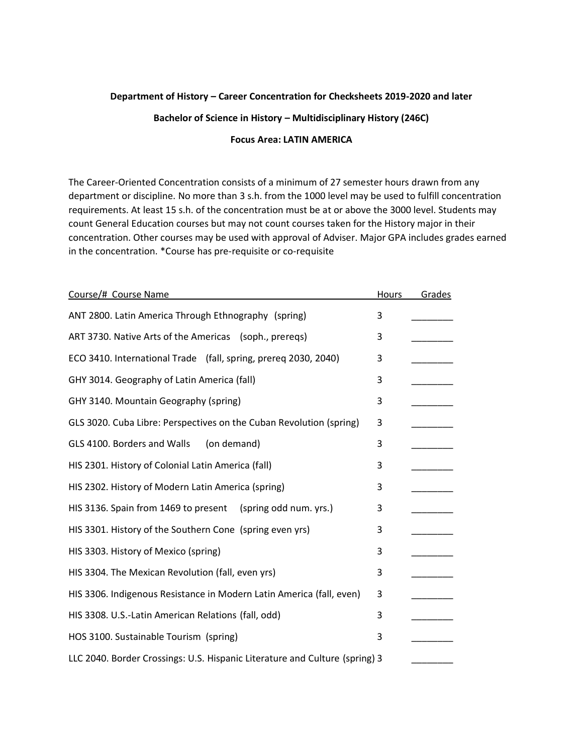**Department of History – Career Concentration for Checksheets 2019-2020 and later**

**Bachelor of Science in History – Multidisciplinary History (246C)**

**Focus Area: LATIN AMERICA**

The Career-Oriented Concentration consists of a minimum of 27 semester hours drawn from any department or discipline. No more than 3 s.h. from the 1000 level may be used to fulfill concentration requirements. At least 15 s.h. of the concentration must be at or above the 3000 level. Students may count General Education courses but may not count courses taken for the History major in their concentration. Other courses may be used with approval of Adviser. Major GPA includes grades earned in the concentration. *Course has pre-requisite or co-requisite

| Course/# Course Name | Hours | Grades |
|---|---|---|
| ANT 2800. Latin America Through Ethnography (spring) | 3 | ________ |
| ART 3730. Native Arts of the Americas (soph., prereqs) | 3 | ________ |
| ECO 3410. International Trade (fall, spring, prereq 2030, 2040) | 3 | ________ |
| GHY 3014. Geography of Latin America (fall) | 3 | ________ |
| GHY 3140. Mountain Geography (spring) | 3 | ________ |
| GLS 3020. Cuba Libre: Perspectives on the Cuban Revolution (spring) | 3 | ________ |
| GLS 4100. Borders and Walls (on demand) | 3 | ________ |
| HIS 2301. History of Colonial Latin America (fall) | 3 | ________ |
| HIS 2302. History of Modern Latin America (spring) | 3 | ________ |
| HIS 3136. Spain from 1469 to present (spring odd num. yrs.) | 3 | ________ |
| HIS 3301. History of the Southern Cone (spring even yrs) | 3 | ________ |
| HIS 3303. History of Mexico (spring) | 3 | ________ |
| HIS 3304. The Mexican Revolution (fall, even yrs) | 3 | ________ |
| HIS 3306. Indigenous Resistance in Modern Latin America (fall, even) | 3 | ________ |
| HIS 3308. U.S.-Latin American Relations (fall, odd) | 3 | ________ |
| HOS 3100. Sustainable Tourism (spring) | 3 | ________ |
| LLC 2040. Border Crossings: U.S. Hispanic Literature and Culture (spring) | 3 | ________ |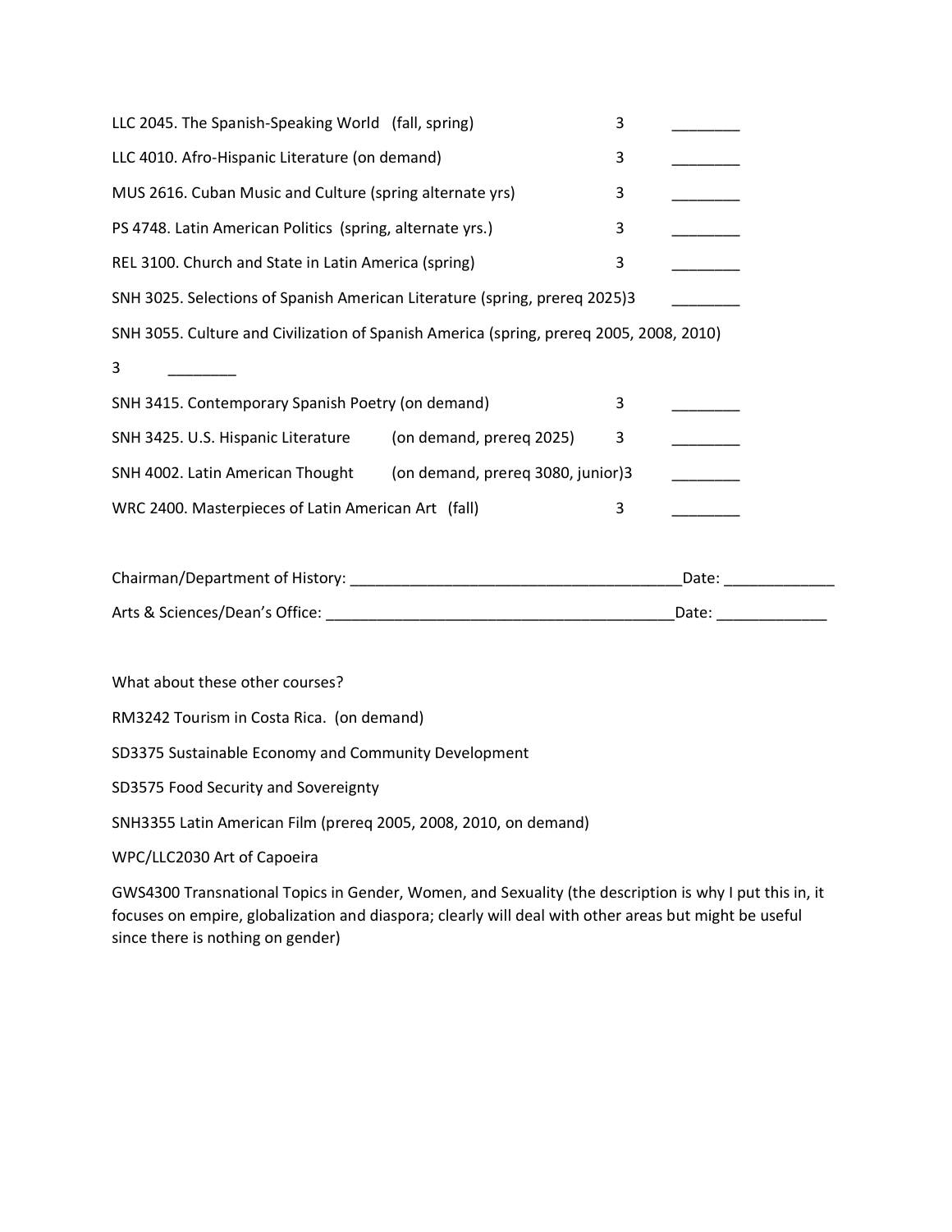LLC 2045. The Spanish-Speaking World (fall, spring) 3 ________

LLC 4010. Afro-Hispanic Literature (on demand) 3 ________

MUS 2616. Cuban Music and Culture (spring alternate yrs) 3 ________

PS 4748. Latin American Politics (spring, alternate yrs.) 3 ________

REL 3100. Church and State in Latin America (spring) 3 ________

SNH 3025. Selections of Spanish American Literature (spring, prereq 2025)3 ________

SNH 3055. Culture and Civilization of Spanish America (spring, prereq 2005, 2008, 2010)

3 ________

SNH 3415. Contemporary Spanish Poetry (on demand) 3 ________

SNH 3425. U.S. Hispanic Literature (on demand, prereq 2025) 3 ________

SNH 4002. Latin American Thought (on demand, prereq 3080, junior)3 ________

WRC 2400. Masterpieces of Latin American Art (fall) 3 ________

Chairman/Department of History: ________________________________________Date: _____________

Arts & Sciences/Dean's Office: ___________________________________________Date: _____________

What about these other courses?

RM3242 Tourism in Costa Rica. (on demand)

SD3375 Sustainable Economy and Community Development

SD3575 Food Security and Sovereignty

SNH3355 Latin American Film (prereq 2005, 2008, 2010, on demand)

WPC/LLC2030 Art of Capoeira

GWS4300 Transnational Topics in Gender, Women, and Sexuality (the description is why I put this in, it focuses on empire, globalization and diaspora; clearly will deal with other areas but might be useful since there is nothing on gender)